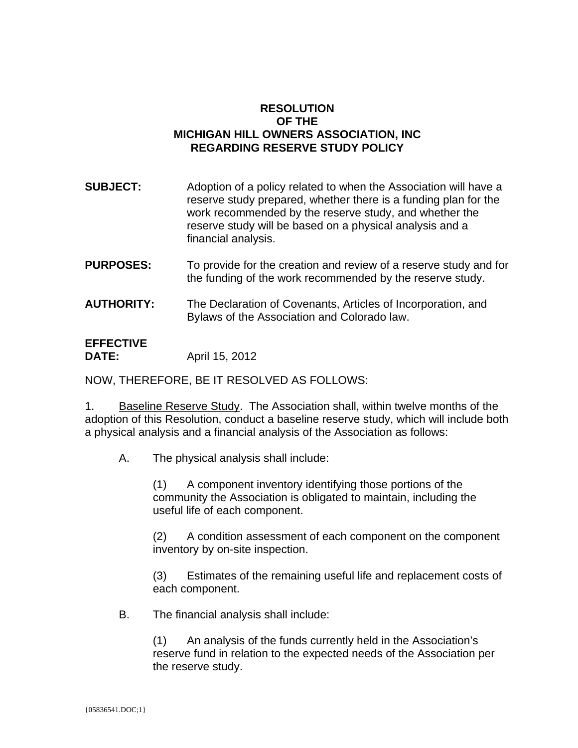# RESOLUTION
# OF THE
# MICHIGAN HILL OWNERS ASSOCIATION, INC
# REGARDING RESERVE STUDY POLICY

**SUBJECT:** Adoption of a policy related to when the Association will have a reserve study prepared, whether there is a funding plan for the work recommended by the reserve study, and whether the reserve study will be based on a physical analysis and a financial analysis.

**PURPOSES:** To provide for the creation and review of a reserve study and for the funding of the work recommended by the reserve study.

**AUTHORITY:** The Declaration of Covenants, Articles of Incorporation, and Bylaws of the Association and Colorado law.

**EFFECTIVE DATE:** April 15, 2012

NOW, THEREFORE, BE IT RESOLVED AS FOLLOWS:

1. Baseline Reserve Study. The Association shall, within twelve months of the adoption of this Resolution, conduct a baseline reserve study, which will include both a physical analysis and a financial analysis of the Association as follows:

   A. The physical analysis shall include:

      (1) A component inventory identifying those portions of the community the Association is obligated to maintain, including the useful life of each component.

      (2) A condition assessment of each component on the component inventory by on-site inspection.

      (3) Estimates of the remaining useful life and replacement costs of each component.

   B. The financial analysis shall include:

      (1) An analysis of the funds currently held in the Association's reserve fund in relation to the expected needs of the Association per the reserve study.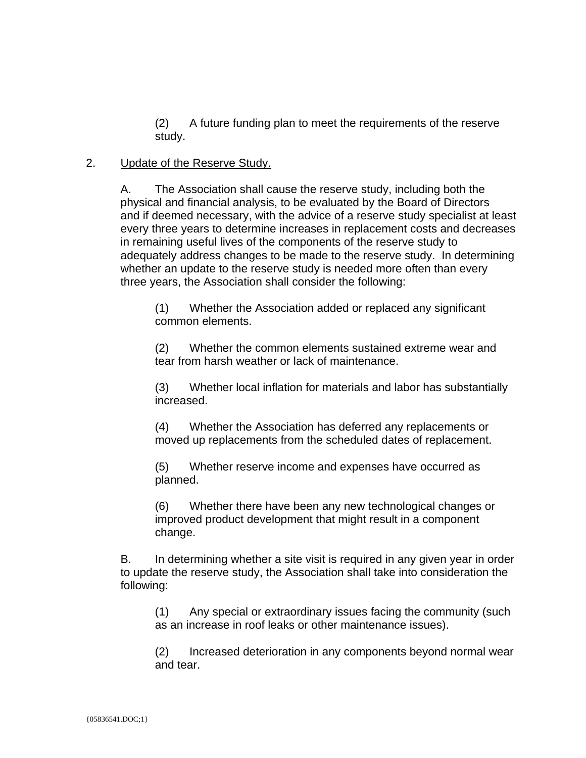(2) A future funding plan to meet the requirements of the reserve study.

2. <u>Update of the Reserve Study.</u>

A. The Association shall cause the reserve study, including both the physical and financial analysis, to be evaluated by the Board of Directors and if deemed necessary, with the advice of a reserve study specialist at least every three years to determine increases in replacement costs and decreases in remaining useful lives of the components of the reserve study to adequately address changes to be made to the reserve study. In determining whether an update to the reserve study is needed more often than every three years, the Association shall consider the following:

(1) Whether the Association added or replaced any significant common elements.

(2) Whether the common elements sustained extreme wear and tear from harsh weather or lack of maintenance.

(3) Whether local inflation for materials and labor has substantially increased.

(4) Whether the Association has deferred any replacements or moved up replacements from the scheduled dates of replacement.

(5) Whether reserve income and expenses have occurred as planned.

(6) Whether there have been any new technological changes or improved product development that might result in a component change.

B. In determining whether a site visit is required in any given year in order to update the reserve study, the Association shall take into consideration the following:

(1) Any special or extraordinary issues facing the community (such as an increase in roof leaks or other maintenance issues).

(2) Increased deterioration in any components beyond normal wear and tear.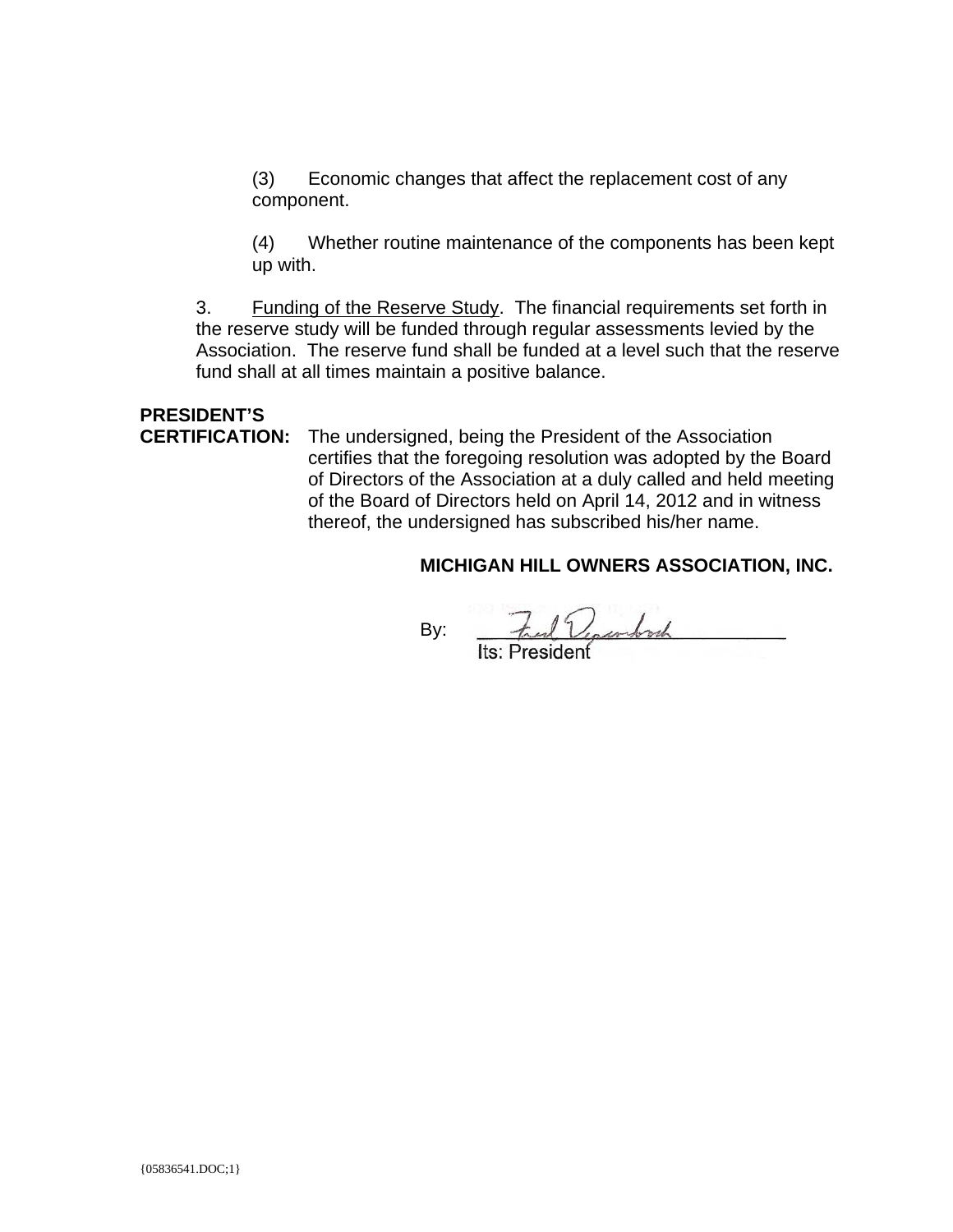(3) Economic changes that affect the replacement cost of any component.

(4) Whether routine maintenance of the components has been kept up with.

3. Funding of the Reserve Study. The financial requirements set forth in the reserve study will be funded through regular assessments levied by the Association. The reserve fund shall be funded at a level such that the reserve fund shall at all times maintain a positive balance.

**PRESIDENT'S CERTIFICATION:** The undersigned, being the President of the Association certifies that the foregoing resolution was adopted by the Board of Directors of the Association at a duly called and held meeting of the Board of Directors held on April 14, 2012 and in witness thereof, the undersigned has subscribed his/her name.

**MICHIGAN HILL OWNERS ASSOCIATION, INC.**

By: ______________________________
Its: President

{05836541.DOC;1}